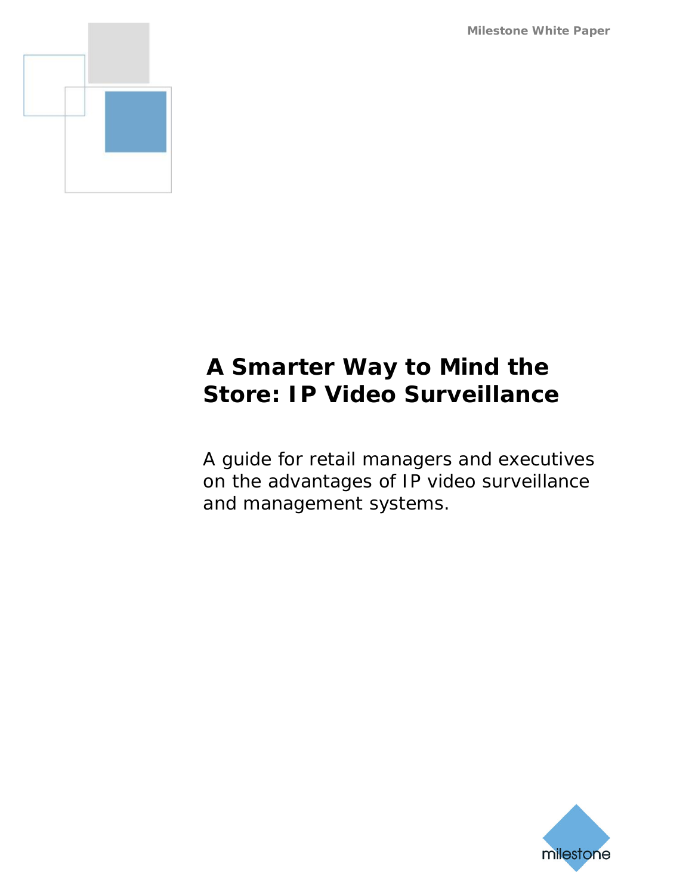# A Smarter Way to Mind the Store: IP Video Surveillance

A guide for retail managers and executives on the advantages of IP video surveillance and management systems.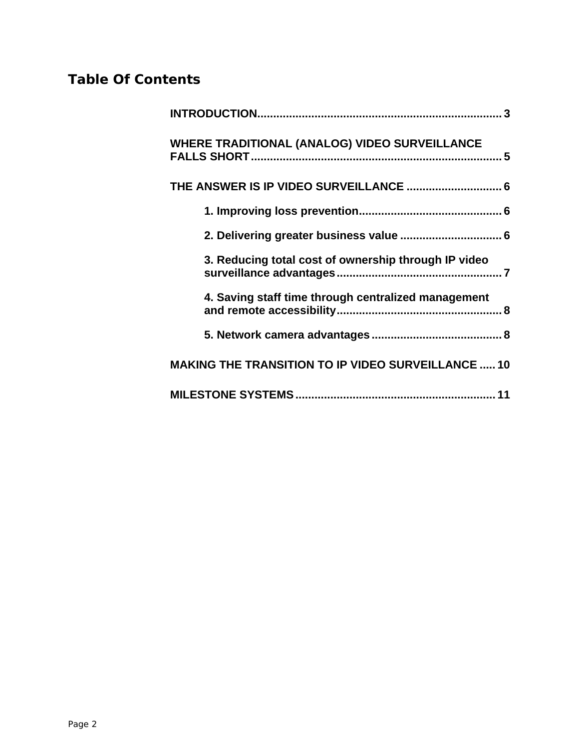# Table Of Contents

**INTRODUCTION** .......... 3

**WHERE TRADITIONAL (ANALOG) VIDEO SURVEILLANCE FALLS SHORT** .......... 5

**THE ANSWER IS IP VIDEO SURVEILLANCE** .......... 6

- **1. Improving loss prevention** .......... 6
- **2. Delivering greater business value** .......... 6
- **3. Reducing total cost of ownership through IP video surveillance advantages** .......... 7
- **4. Saving staff time through centralized management and remote accessibility** .......... 8
- **5. Network camera advantages** .......... 8

**MAKING THE TRANSITION TO IP VIDEO SURVEILLANCE** .......... 10

**MILESTONE SYSTEMS** .......... 11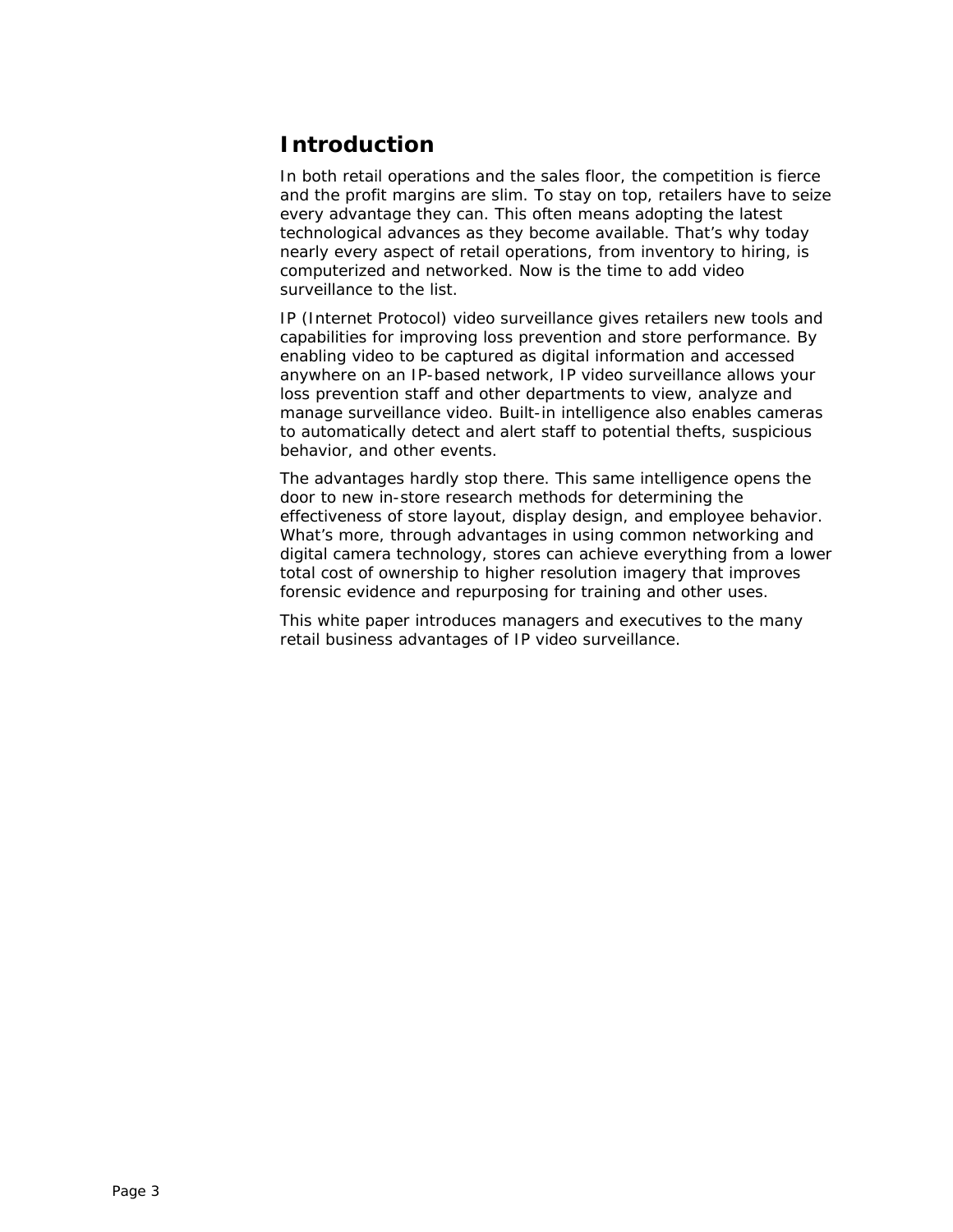## Introduction

In both retail operations and the sales floor, the competition is fierce and the profit margins are slim. To stay on top, retailers have to seize every advantage they can. This often means adopting the latest technological advances as they become available. That's why today nearly every aspect of retail operations, from inventory to hiring, is computerized and networked. Now is the time to add video surveillance to the list.

IP (Internet Protocol) video surveillance gives retailers new tools and capabilities for improving loss prevention and store performance. By enabling video to be captured as digital information and accessed anywhere on an IP-based network, IP video surveillance allows your loss prevention staff and other departments to view, analyze and manage surveillance video. Built-in intelligence also enables cameras to automatically detect and alert staff to potential thefts, suspicious behavior, and other events.

The advantages hardly stop there. This same intelligence opens the door to new in-store research methods for determining the effectiveness of store layout, display design, and employee behavior. What's more, through advantages in using common networking and digital camera technology, stores can achieve everything from a lower total cost of ownership to higher resolution imagery that improves forensic evidence and repurposing for training and other uses.

This white paper introduces managers and executives to the many retail business advantages of IP video surveillance.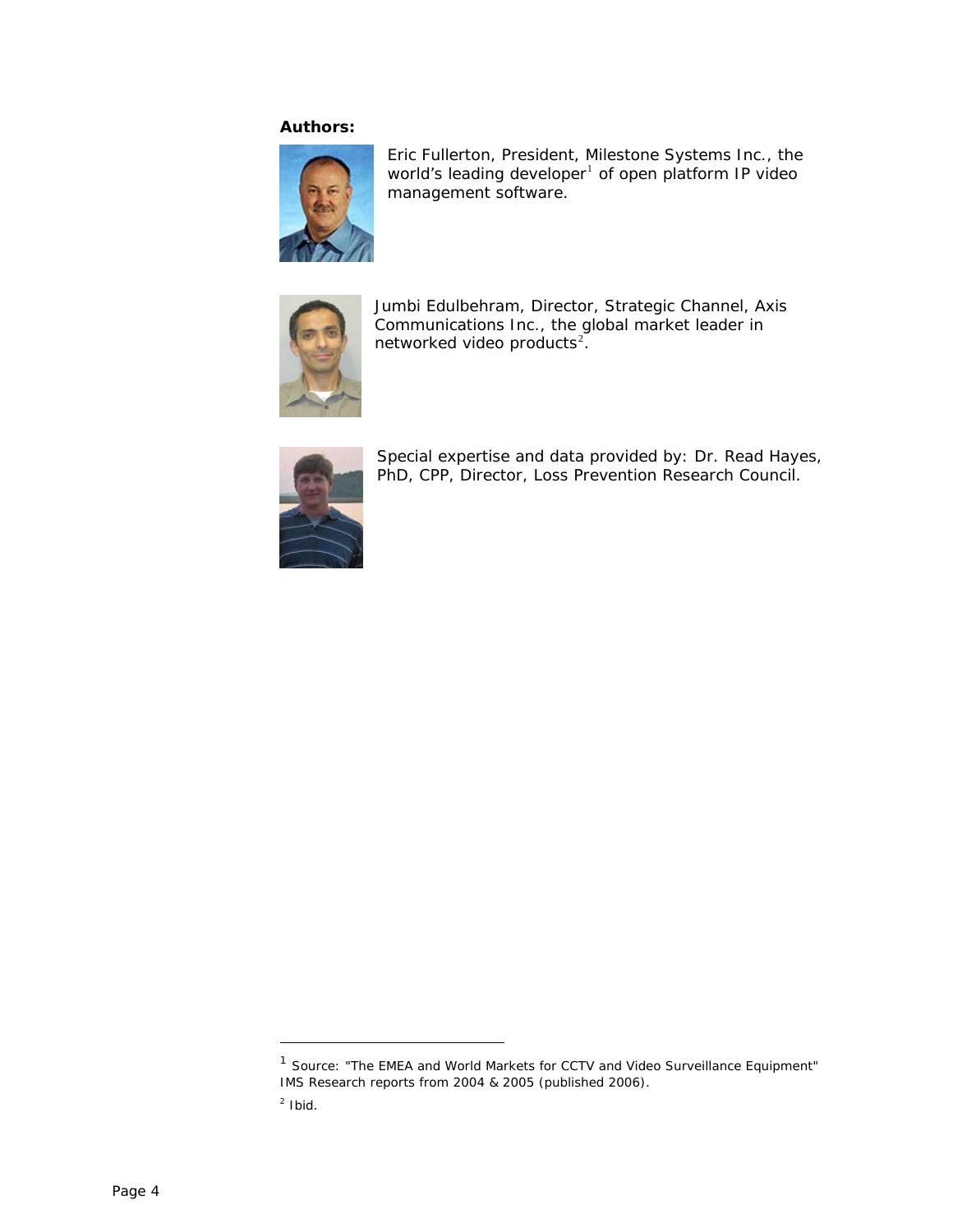**Authors:**

Eric Fullerton, President, Milestone Systems Inc., the world's leading developer[1] of open platform IP video management software.

Jumbi Edulbehram, Director, Strategic Channel, Axis Communications Inc., the global market leader in networked video products[2].

Special expertise and data provided by: Dr. Read Hayes, PhD, CPP, Director, Loss Prevention Research Council.

---

[1] Source: "The EMEA and World Markets for CCTV and Video Surveillance Equipment" IMS Research reports from 2004 & 2005 (published 2006).

[2] Ibid.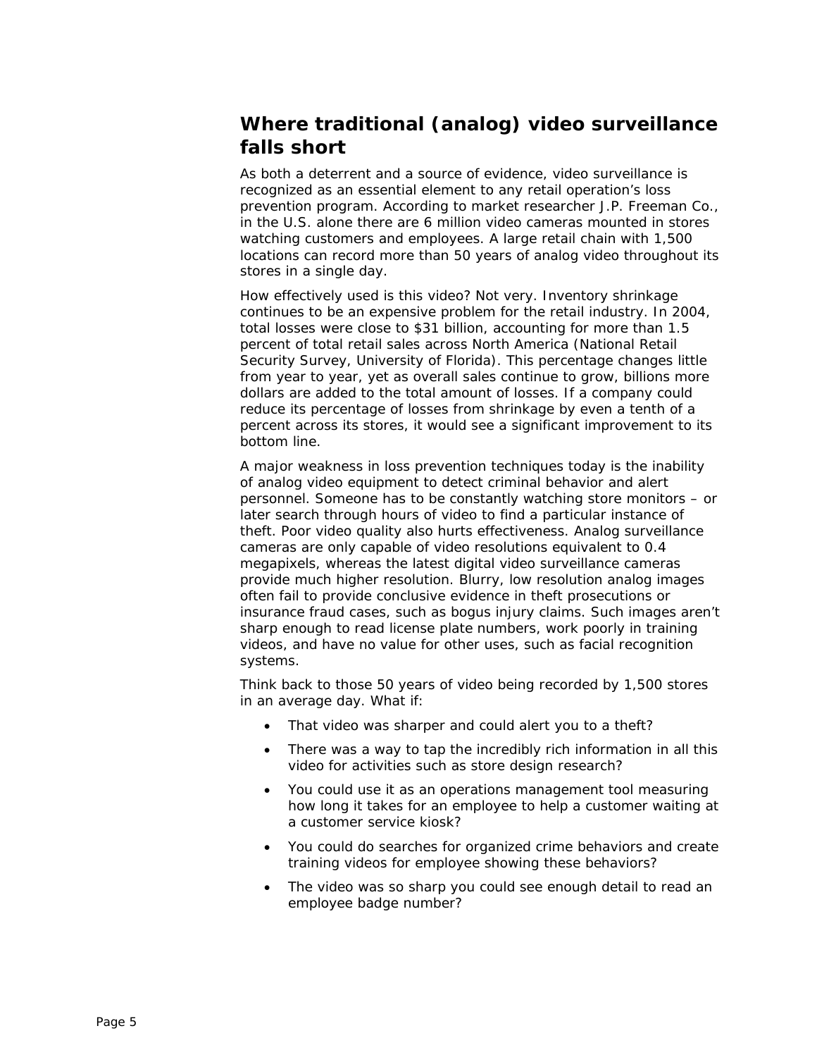## Where traditional (analog) video surveillance falls short

As both a deterrent and a source of evidence, video surveillance is recognized as an essential element to any retail operation's loss prevention program. According to market researcher J.P. Freeman Co., in the U.S. alone there are 6 million video cameras mounted in stores watching customers and employees. A large retail chain with 1,500 locations can record more than 50 years of analog video throughout its stores in a single day.

How effectively used is this video? Not very. Inventory shrinkage continues to be an expensive problem for the retail industry. In 2004, total losses were close to $31 billion, accounting for more than 1.5 percent of total retail sales across North America (National Retail Security Survey, University of Florida). This percentage changes little from year to year, yet as overall sales continue to grow, billions more dollars are added to the total amount of losses. If a company could reduce its percentage of losses from shrinkage by even a tenth of a percent across its stores, it would see a significant improvement to its bottom line.

A major weakness in loss prevention techniques today is the inability of analog video equipment to detect criminal behavior and alert personnel. Someone has to be constantly watching store monitors – or later search through hours of video to find a particular instance of theft. Poor video quality also hurts effectiveness. Analog surveillance cameras are only capable of video resolutions equivalent to 0.4 megapixels, whereas the latest digital video surveillance cameras provide much higher resolution. Blurry, low resolution analog images often fail to provide conclusive evidence in theft prosecutions or insurance fraud cases, such as bogus injury claims. Such images aren't sharp enough to read license plate numbers, work poorly in training videos, and have no value for other uses, such as facial recognition systems.

Think back to those 50 years of video being recorded by 1,500 stores in an average day. What if:

- That video was sharper and could alert you to a theft?
- There was a way to tap the incredibly rich information in all this video for activities such as store design research?
- You could use it as an operations management tool measuring how long it takes for an employee to help a customer waiting at a customer service kiosk?
- You could do searches for organized crime behaviors and create training videos for employee showing these behaviors?
- The video was so sharp you could see enough detail to read an employee badge number?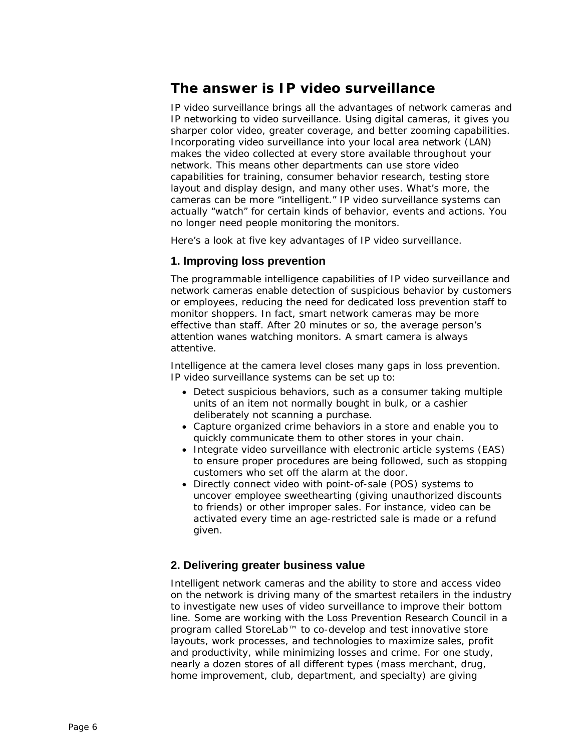## The answer is IP video surveillance

IP video surveillance brings all the advantages of network cameras and IP networking to video surveillance. Using digital cameras, it gives you sharper color video, greater coverage, and better zooming capabilities. Incorporating video surveillance into your local area network (LAN) makes the video collected at every store available throughout your network. This means other departments can use store video capabilities for training, consumer behavior research, testing store layout and display design, and many other uses. What's more, the cameras can be more "intelligent." IP video surveillance systems can actually "watch" for certain kinds of behavior, events and actions. You no longer need people monitoring the monitors.

Here's a look at five key advantages of IP video surveillance.

### 1. Improving loss prevention

The programmable intelligence capabilities of IP video surveillance and network cameras enable detection of suspicious behavior by customers or employees, reducing the need for dedicated loss prevention staff to monitor shoppers. In fact, smart network cameras may be more effective than staff. After 20 minutes or so, the average person's attention wanes watching monitors. A smart camera is always attentive.

Intelligence at the camera level closes many gaps in loss prevention. IP video surveillance systems can be set up to:

- Detect suspicious behaviors, such as a consumer taking multiple units of an item not normally bought in bulk, or a cashier deliberately not scanning a purchase.
- Capture organized crime behaviors in a store and enable you to quickly communicate them to other stores in your chain.
- Integrate video surveillance with electronic article systems (EAS) to ensure proper procedures are being followed, such as stopping customers who set off the alarm at the door.
- Directly connect video with point-of-sale (POS) systems to uncover employee sweethearting (giving unauthorized discounts to friends) or other improper sales. For instance, video can be activated every time an age-restricted sale is made or a refund given.

### 2. Delivering greater business value

Intelligent network cameras and the ability to store and access video on the network is driving many of the smartest retailers in the industry to investigate new uses of video surveillance to improve their bottom line. Some are working with the Loss Prevention Research Council in a program called StoreLab™ to co-develop and test innovative store layouts, work processes, and technologies to maximize sales, profit and productivity, while minimizing losses and crime. For one study, nearly a dozen stores of all different types (mass merchant, drug, home improvement, club, department, and specialty) are giving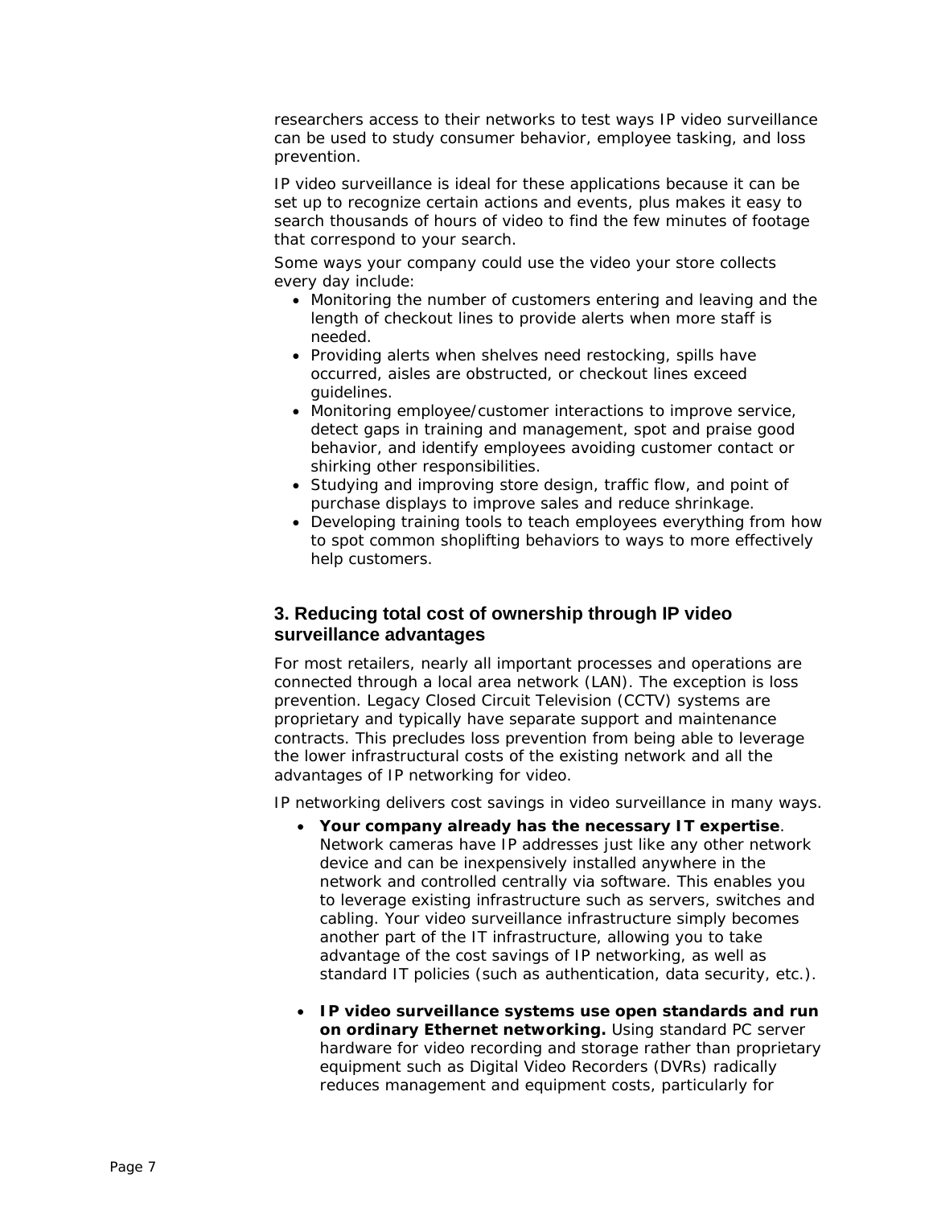researchers access to their networks to test ways IP video surveillance can be used to study consumer behavior, employee tasking, and loss prevention.

IP video surveillance is ideal for these applications because it can be set up to recognize certain actions and events, plus makes it easy to search thousands of hours of video to find the few minutes of footage that correspond to your search.

Some ways your company could use the video your store collects every day include:

- Monitoring the number of customers entering and leaving and the length of checkout lines to provide alerts when more staff is needed.
- Providing alerts when shelves need restocking, spills have occurred, aisles are obstructed, or checkout lines exceed guidelines.
- Monitoring employee/customer interactions to improve service, detect gaps in training and management, spot and praise good behavior, and identify employees avoiding customer contact or shirking other responsibilities.
- Studying and improving store design, traffic flow, and point of purchase displays to improve sales and reduce shrinkage.
- Developing training tools to teach employees everything from how to spot common shoplifting behaviors to ways to more effectively help customers.

### 3. Reducing total cost of ownership through IP video surveillance advantages

For most retailers, nearly all important processes and operations are connected through a local area network (LAN). The exception is loss prevention. Legacy Closed Circuit Television (CCTV) systems are proprietary and typically have separate support and maintenance contracts. This precludes loss prevention from being able to leverage the lower infrastructural costs of the existing network and all the advantages of IP networking for video.

IP networking delivers cost savings in video surveillance in many ways.

- **Your company already has the necessary IT expertise**. Network cameras have IP addresses just like any other network device and can be inexpensively installed anywhere in the network and controlled centrally via software. This enables you to leverage existing infrastructure such as servers, switches and cabling. Your video surveillance infrastructure simply becomes another part of the IT infrastructure, allowing you to take advantage of the cost savings of IP networking, as well as standard IT policies (such as authentication, data security, etc.).

- **IP video surveillance systems use open standards and run on ordinary Ethernet networking.** Using standard PC server hardware for video recording and storage rather than proprietary equipment such as Digital Video Recorders (DVRs) radically reduces management and equipment costs, particularly for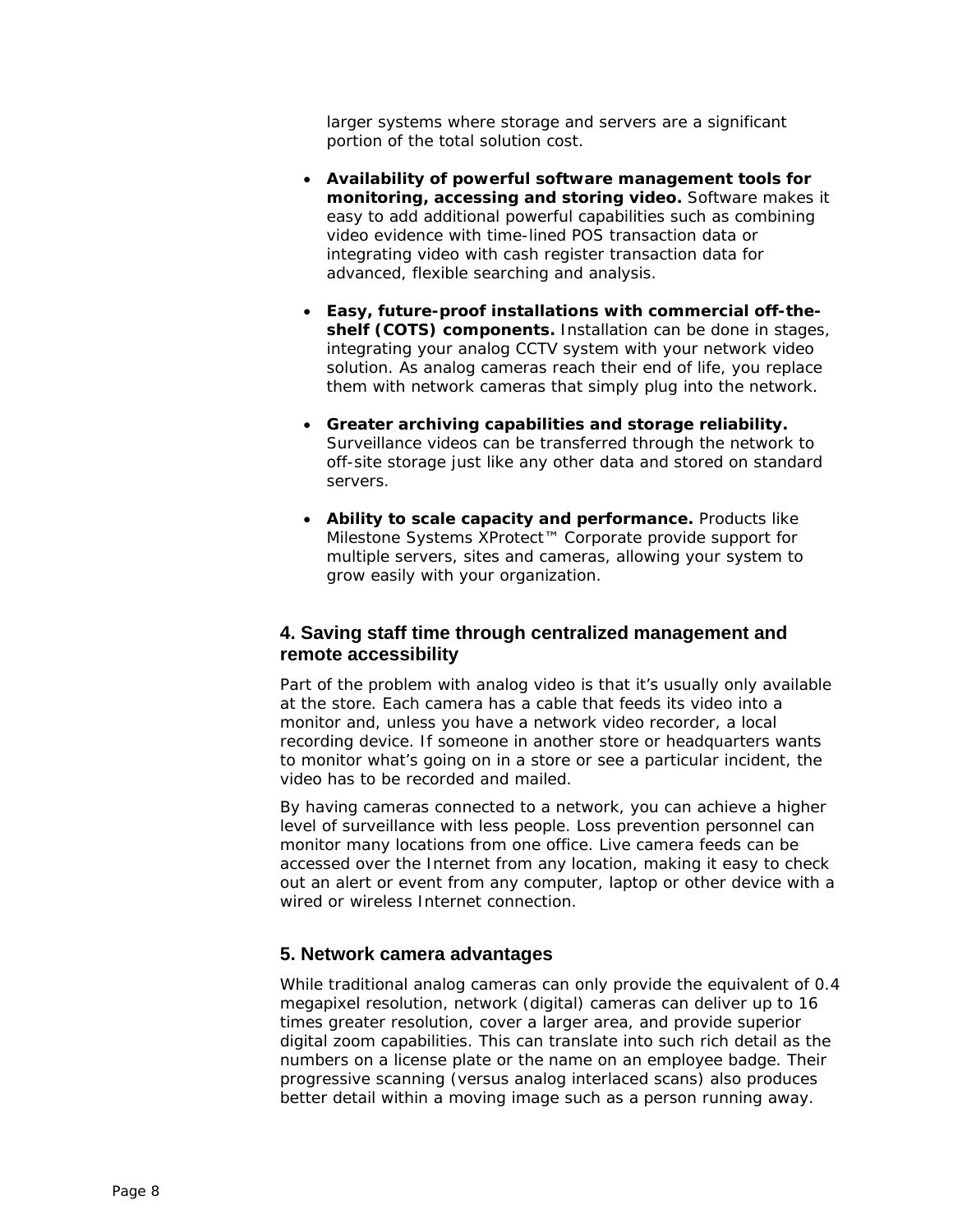larger systems where storage and servers are a significant portion of the total solution cost.

- **Availability of powerful software management tools for monitoring, accessing and storing video.** Software makes it easy to add additional powerful capabilities such as combining video evidence with time-lined POS transaction data or integrating video with cash register transaction data for advanced, flexible searching and analysis.

- **Easy, future-proof installations with commercial off-the-shelf (COTS) components.** Installation can be done in stages, integrating your analog CCTV system with your network video solution. As analog cameras reach their end of life, you replace them with network cameras that simply plug into the network.

- **Greater archiving capabilities and storage reliability.** Surveillance videos can be transferred through the network to off-site storage just like any other data and stored on standard servers.

- **Ability to scale capacity and performance.** Products like Milestone Systems XProtect™ Corporate provide support for multiple servers, sites and cameras, allowing your system to grow easily with your organization.

## 4. Saving staff time through centralized management and remote accessibility

Part of the problem with analog video is that it's usually only available at the store. Each camera has a cable that feeds its video into a monitor and, unless you have a network video recorder, a local recording device. If someone in another store or headquarters wants to monitor what's going on in a store or see a particular incident, the video has to be recorded and mailed.

By having cameras connected to a network, you can achieve a higher level of surveillance with less people. Loss prevention personnel can monitor many locations from one office. Live camera feeds can be accessed over the Internet from any location, making it easy to check out an alert or event from any computer, laptop or other device with a wired or wireless Internet connection.

## 5. Network camera advantages

While traditional analog cameras can only provide the equivalent of 0.4 megapixel resolution, network (digital) cameras can deliver up to 16 times greater resolution, cover a larger area, and provide superior digital zoom capabilities. This can translate into such rich detail as the numbers on a license plate or the name on an employee badge. Their progressive scanning (versus analog interlaced scans) also produces better detail within a moving image such as a person running away.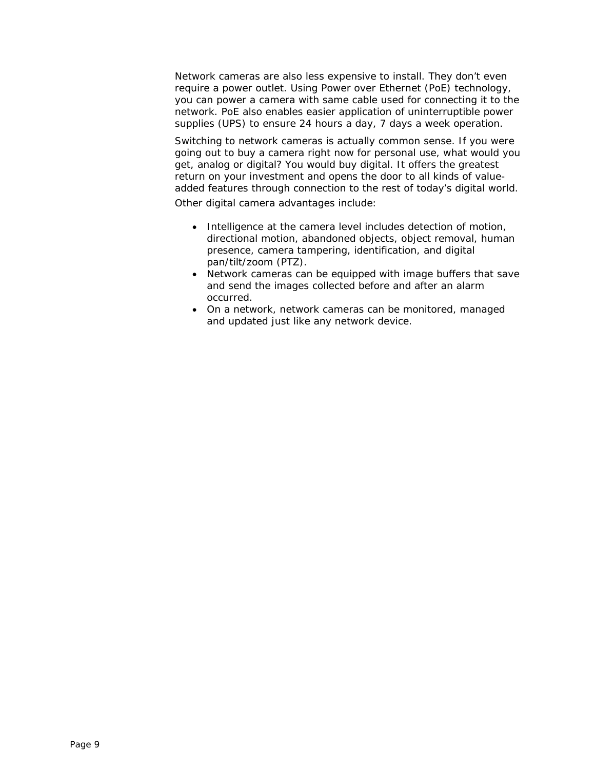Network cameras are also less expensive to install. They don't even require a power outlet. Using Power over Ethernet (PoE) technology, you can power a camera with same cable used for connecting it to the network. PoE also enables easier application of uninterruptible power supplies (UPS) to ensure 24 hours a day, 7 days a week operation.

Switching to network cameras is actually common sense. If you were going out to buy a camera right now for personal use, what would you get, analog or digital? You would buy digital. It offers the greatest return on your investment and opens the door to all kinds of value-added features through connection to the rest of today's digital world.

Other digital camera advantages include:

- Intelligence at the camera level includes detection of motion, directional motion, abandoned objects, object removal, human presence, camera tampering, identification, and digital pan/tilt/zoom (PTZ).
- Network cameras can be equipped with image buffers that save and send the images collected before and after an alarm occurred.
- On a network, network cameras can be monitored, managed and updated just like any network device.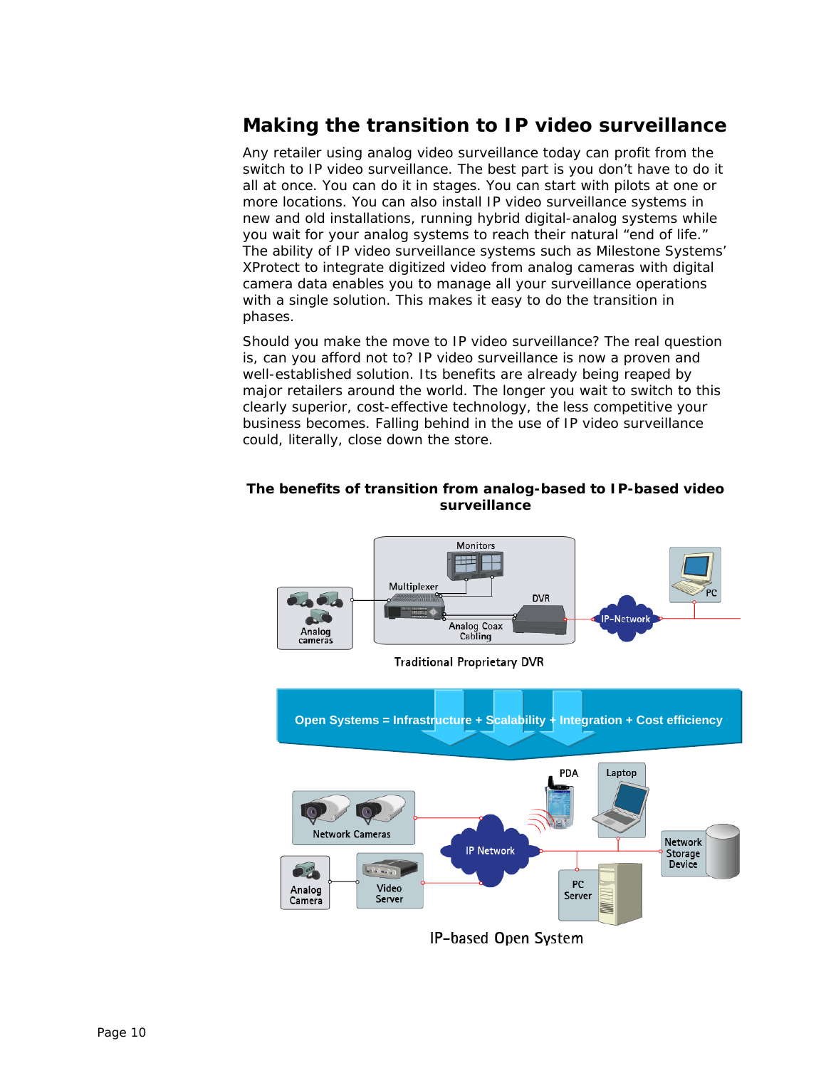## Making the transition to IP video surveillance

Any retailer using analog video surveillance today can profit from the switch to IP video surveillance. The best part is you don't have to do it all at once. You can do it in stages. You can start with pilots at one or more locations. You can also install IP video surveillance systems in new and old installations, running hybrid digital-analog systems while you wait for your analog systems to reach their natural "end of life." The ability of IP video surveillance systems such as Milestone Systems' XProtect to integrate digitized video from analog cameras with digital camera data enables you to manage all your surveillance operations with a single solution. This makes it easy to do the transition in phases.

Should you make the move to IP video surveillance? The real question is, can you afford not to? IP video surveillance is now a proven and well-established solution. Its benefits are already being reaped by major retailers around the world. The longer you wait to switch to this clearly superior, cost-effective technology, the less competitive your business becomes. Falling behind in the use of IP video surveillance could, literally, close down the store.

**The benefits of transition from analog-based to IP-based video surveillance**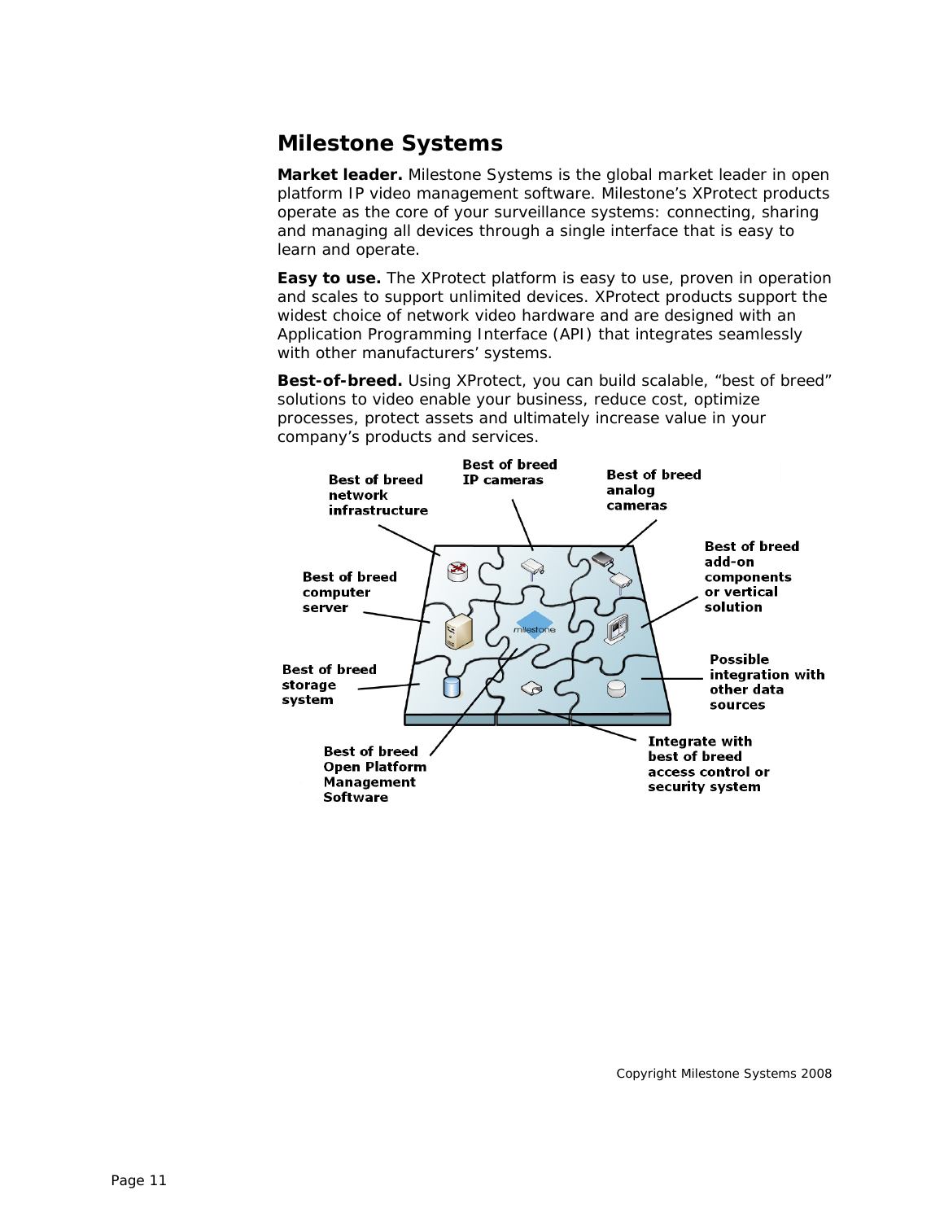## Milestone Systems

**Market leader.** Milestone Systems is the global market leader in open platform IP video management software. Milestone's XProtect products operate as the core of your surveillance systems: connecting, sharing and managing all devices through a single interface that is easy to learn and operate.

**Easy to use.** The XProtect platform is easy to use, proven in operation and scales to support unlimited devices. XProtect products support the widest choice of network video hardware and are designed with an Application Programming Interface (API) that integrates seamlessly with other manufacturers' systems.

**Best-of-breed.** Using XProtect, you can build scalable, "best of breed" solutions to video enable your business, reduce cost, optimize processes, protect assets and ultimately increase value in your company's products and services.

Best of breed network infrastructure

Best of breed IP cameras

Best of breed analog cameras

Best of breed add-on components or vertical solution

Best of breed computer server

Best of breed storage system

Possible integration with other data sources

Integrate with best of breed access control or security system

Best of breed Open Platform Management Software

Copyright Milestone Systems 2008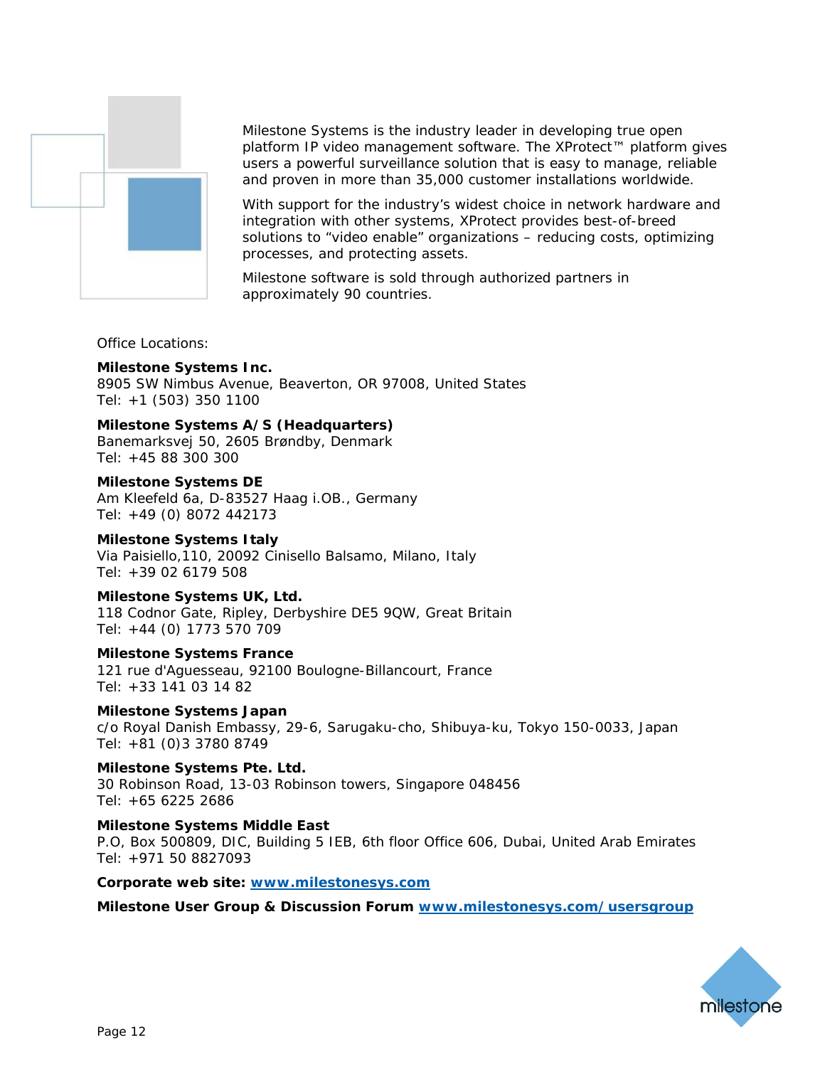Milestone Systems is the industry leader in developing true open platform IP video management software. The XProtect™ platform gives users a powerful surveillance solution that is easy to manage, reliable and proven in more than 35,000 customer installations worldwide.

With support for the industry's widest choice in network hardware and integration with other systems, XProtect provides best-of-breed solutions to "video enable" organizations – reducing costs, optimizing processes, and protecting assets.

Milestone software is sold through authorized partners in approximately 90 countries.

Office Locations:

**Milestone Systems Inc.**
8905 SW Nimbus Avenue, Beaverton, OR 97008, United States
Tel: +1 (503) 350 1100

**Milestone Systems A/S (Headquarters)**
Banemarksvej 50, 2605 Brøndby, Denmark
Tel: +45 88 300 300

**Milestone Systems DE**
Am Kleefeld 6a, D-83527 Haag i.OB., Germany
Tel: +49 (0) 8072 442173

**Milestone Systems Italy**
Via Paisiello,110, 20092 Cinisello Balsamo, Milano, Italy
Tel: +39 02 6179 508

**Milestone Systems UK, Ltd.**
118 Codnor Gate, Ripley, Derbyshire DE5 9QW, Great Britain
Tel: +44 (0) 1773 570 709

**Milestone Systems France**
121 rue d'Aguesseau, 92100 Boulogne-Billancourt, France
Tel: +33 141 03 14 82

**Milestone Systems Japan**
c/o Royal Danish Embassy, 29-6, Sarugaku-cho, Shibuya-ku, Tokyo 150-0033, Japan
Tel: +81 (0)3 3780 8749

**Milestone Systems Pte. Ltd.**
30 Robinson Road, 13-03 Robinson towers, Singapore 048456
Tel: +65 6225 2686

**Milestone Systems Middle East**
P.O, Box 500809, DIC, Building 5 IEB, 6th floor Office 606, Dubai, United Arab Emirates
Tel: +971 50 8827093

**Corporate web site: [www.milestonesys.com](http://www.milestonesys.com)**

**Milestone User Group & Discussion Forum [www.milestonesys.com/usersgroup](http://www.milestonesys.com/usersgroup)**